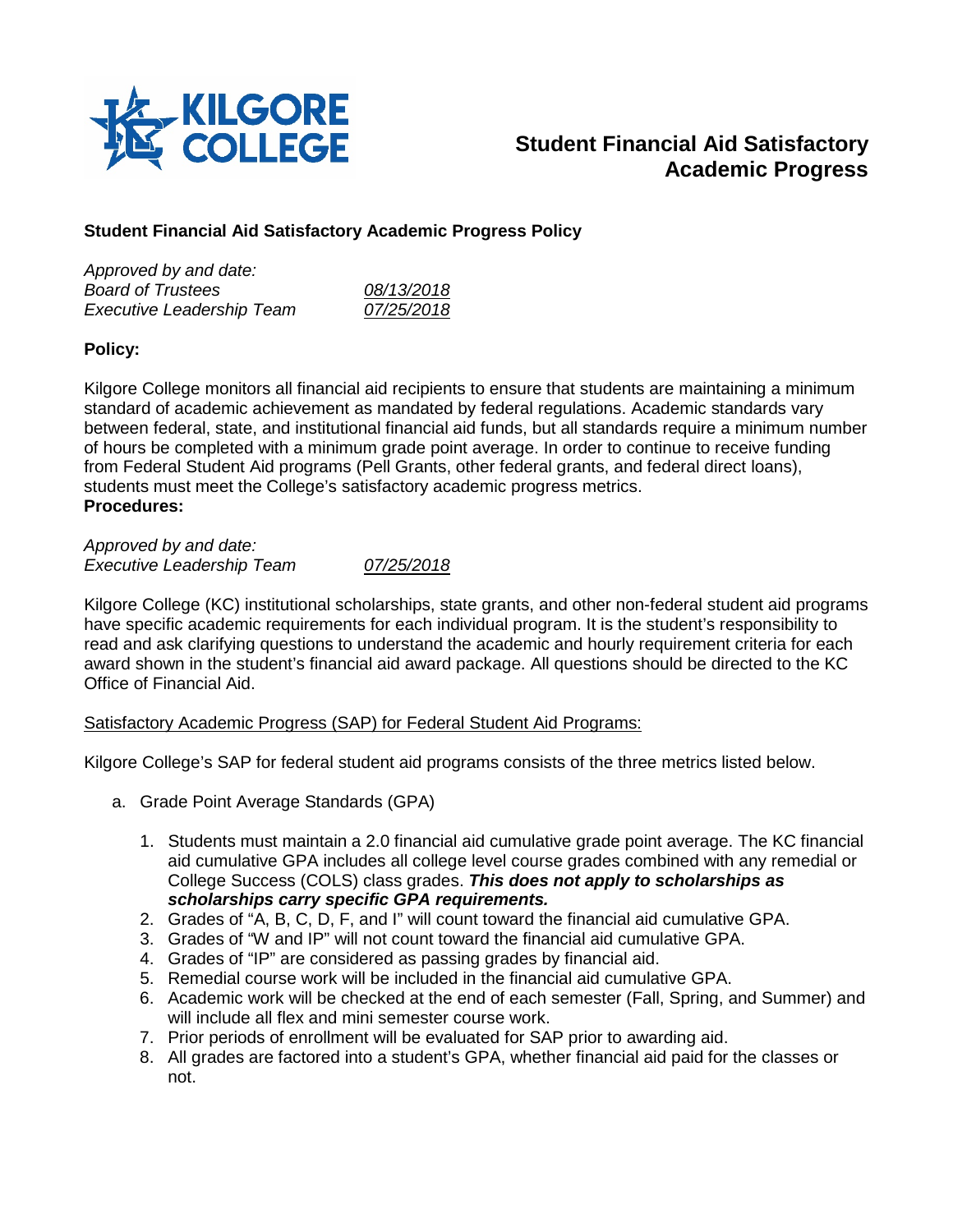KILGORE COLLEGE

# Student Financial Aid Satisfactory Academic Progress

## Student Financial Aid Satisfactory Academic Progress Policy

*Approved by and date:*
*Board of Trustees* *08/13/2018*
*Executive Leadership Team* *07/25/2018*

**Policy:**

Kilgore College monitors all financial aid recipients to ensure that students are maintaining a minimum standard of academic achievement as mandated by federal regulations. Academic standards vary between federal, state, and institutional financial aid funds, but all standards require a minimum number of hours be completed with a minimum grade point average. In order to continue to receive funding from Federal Student Aid programs (Pell Grants, other federal grants, and federal direct loans), students must meet the College's satisfactory academic progress metrics.

**Procedures:**

*Approved by and date:*
*Executive Leadership Team* *07/25/2018*

Kilgore College (KC) institutional scholarships, state grants, and other non-federal student aid programs have specific academic requirements for each individual program. It is the student's responsibility to read and ask clarifying questions to understand the academic and hourly requirement criteria for each award shown in the student's financial aid award package. All questions should be directed to the KC Office of Financial Aid.

Satisfactory Academic Progress (SAP) for Federal Student Aid Programs:

Kilgore College's SAP for federal student aid programs consists of the three metrics listed below.

a. Grade Point Average Standards (GPA)

1. Students must maintain a 2.0 financial aid cumulative grade point average. The KC financial aid cumulative GPA includes all college level course grades combined with any remedial or College Success (COLS) class grades. ***This does not apply to scholarships as scholarships carry specific GPA requirements.***
2. Grades of "A, B, C, D, F, and I" will count toward the financial aid cumulative GPA.
3. Grades of "W and IP" will not count toward the financial aid cumulative GPA.
4. Grades of "IP" are considered as passing grades by financial aid.
5. Remedial course work will be included in the financial aid cumulative GPA.
6. Academic work will be checked at the end of each semester (Fall, Spring, and Summer) and will include all flex and mini semester course work.
7. Prior periods of enrollment will be evaluated for SAP prior to awarding aid.
8. All grades are factored into a student's GPA, whether financial aid paid for the classes or not.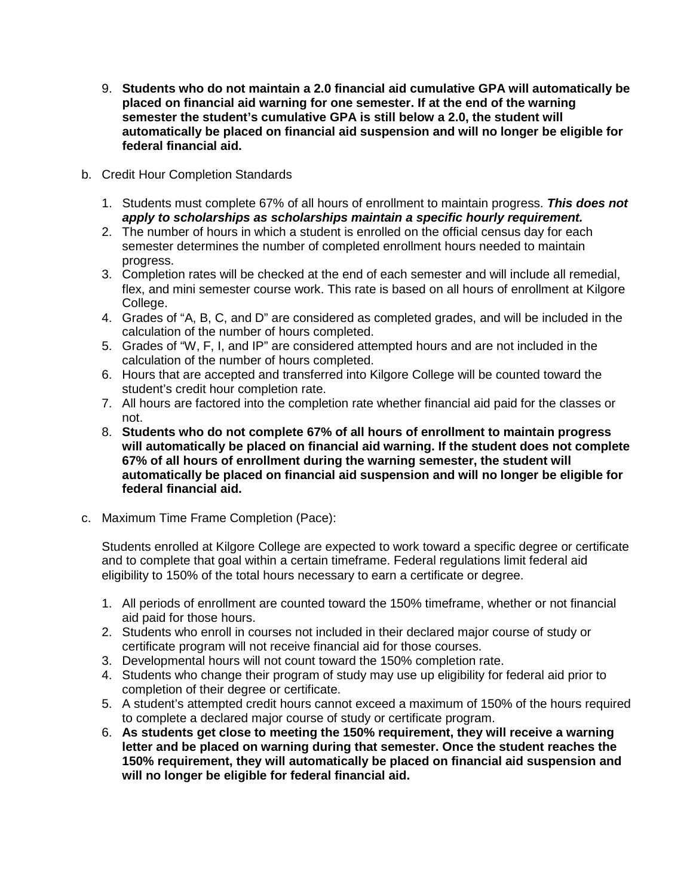9. **Students who do not maintain a 2.0 financial aid cumulative GPA will automatically be placed on financial aid warning for one semester. If at the end of the warning semester the student's cumulative GPA is still below a 2.0, the student will automatically be placed on financial aid suspension and will no longer be eligible for federal financial aid.**

b. Credit Hour Completion Standards

1. Students must complete 67% of all hours of enrollment to maintain progress. ***This does not apply to scholarships as scholarships maintain a specific hourly requirement.***
2. The number of hours in which a student is enrolled on the official census day for each semester determines the number of completed enrollment hours needed to maintain progress.
3. Completion rates will be checked at the end of each semester and will include all remedial, flex, and mini semester course work. This rate is based on all hours of enrollment at Kilgore College.
4. Grades of "A, B, C, and D" are considered as completed grades, and will be included in the calculation of the number of hours completed.
5. Grades of "W, F, I, and IP" are considered attempted hours and are not included in the calculation of the number of hours completed.
6. Hours that are accepted and transferred into Kilgore College will be counted toward the student's credit hour completion rate.
7. All hours are factored into the completion rate whether financial aid paid for the classes or not.
8. **Students who do not complete 67% of all hours of enrollment to maintain progress will automatically be placed on financial aid warning. If the student does not complete 67% of all hours of enrollment during the warning semester, the student will automatically be placed on financial aid suspension and will no longer be eligible for federal financial aid.**

c. Maximum Time Frame Completion (Pace):

Students enrolled at Kilgore College are expected to work toward a specific degree or certificate and to complete that goal within a certain timeframe. Federal regulations limit federal aid eligibility to 150% of the total hours necessary to earn a certificate or degree.

1. All periods of enrollment are counted toward the 150% timeframe, whether or not financial aid paid for those hours.
2. Students who enroll in courses not included in their declared major course of study or certificate program will not receive financial aid for those courses.
3. Developmental hours will not count toward the 150% completion rate.
4. Students who change their program of study may use up eligibility for federal aid prior to completion of their degree or certificate.
5. A student's attempted credit hours cannot exceed a maximum of 150% of the hours required to complete a declared major course of study or certificate program.
6. **As students get close to meeting the 150% requirement, they will receive a warning letter and be placed on warning during that semester. Once the student reaches the 150% requirement, they will automatically be placed on financial aid suspension and will no longer be eligible for federal financial aid.**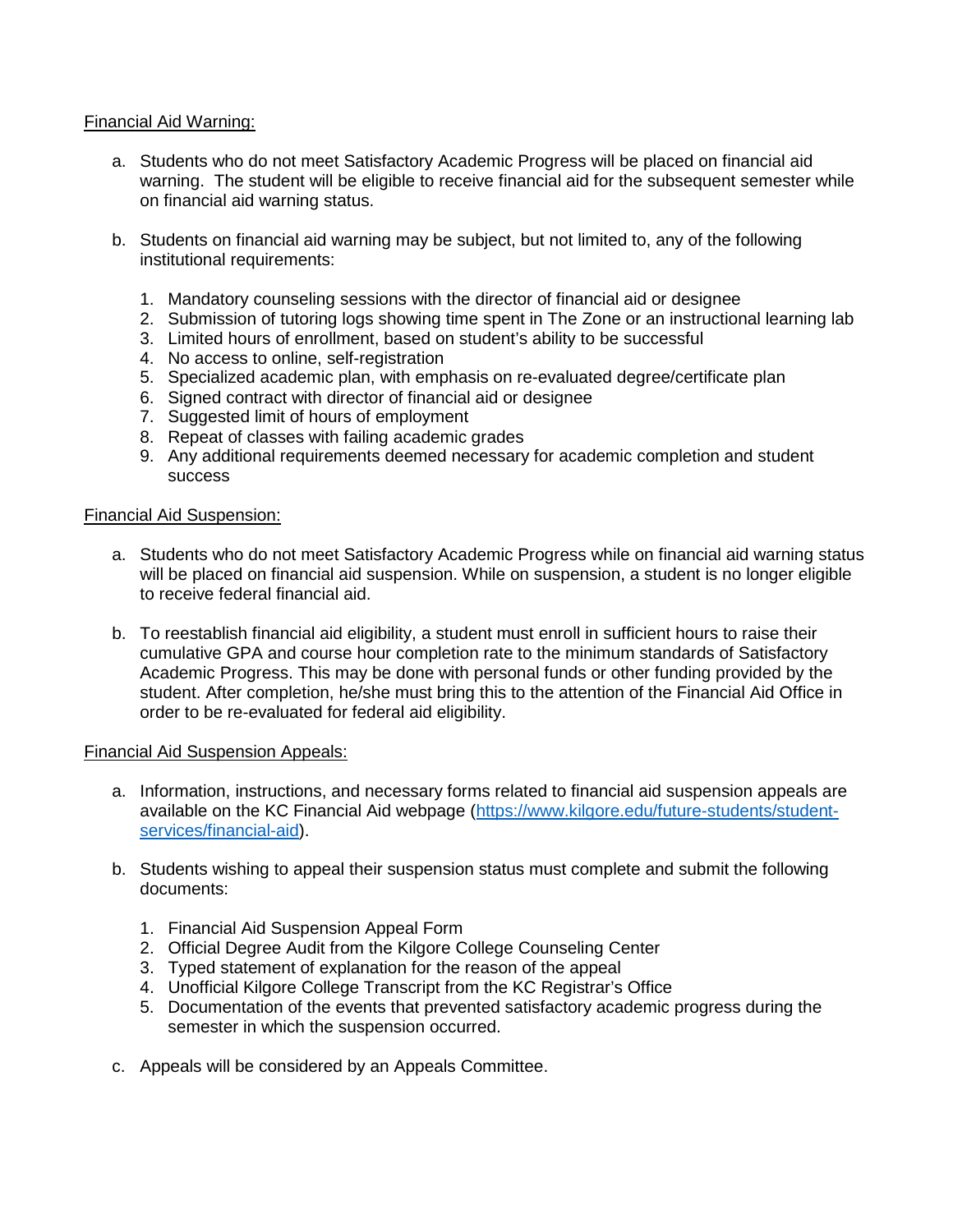Financial Aid Warning:

a. Students who do not meet Satisfactory Academic Progress will be placed on financial aid warning. The student will be eligible to receive financial aid for the subsequent semester while on financial aid warning status.

b. Students on financial aid warning may be subject, but not limited to, any of the following institutional requirements:

   1. Mandatory counseling sessions with the director of financial aid or designee
   2. Submission of tutoring logs showing time spent in The Zone or an instructional learning lab
   3. Limited hours of enrollment, based on student's ability to be successful
   4. No access to online, self-registration
   5. Specialized academic plan, with emphasis on re-evaluated degree/certificate plan
   6. Signed contract with director of financial aid or designee
   7. Suggested limit of hours of employment
   8. Repeat of classes with failing academic grades
   9. Any additional requirements deemed necessary for academic completion and student success

Financial Aid Suspension:

a. Students who do not meet Satisfactory Academic Progress while on financial aid warning status will be placed on financial aid suspension. While on suspension, a student is no longer eligible to receive federal financial aid.

b. To reestablish financial aid eligibility, a student must enroll in sufficient hours to raise their cumulative GPA and course hour completion rate to the minimum standards of Satisfactory Academic Progress. This may be done with personal funds or other funding provided by the student. After completion, he/she must bring this to the attention of the Financial Aid Office in order to be re-evaluated for federal aid eligibility.

Financial Aid Suspension Appeals:

a. Information, instructions, and necessary forms related to financial aid suspension appeals are available on the KC Financial Aid webpage (https://www.kilgore.edu/future-students/student-services/financial-aid).

b. Students wishing to appeal their suspension status must complete and submit the following documents:

   1. Financial Aid Suspension Appeal Form
   2. Official Degree Audit from the Kilgore College Counseling Center
   3. Typed statement of explanation for the reason of the appeal
   4. Unofficial Kilgore College Transcript from the KC Registrar's Office
   5. Documentation of the events that prevented satisfactory academic progress during the semester in which the suspension occurred.

c. Appeals will be considered by an Appeals Committee.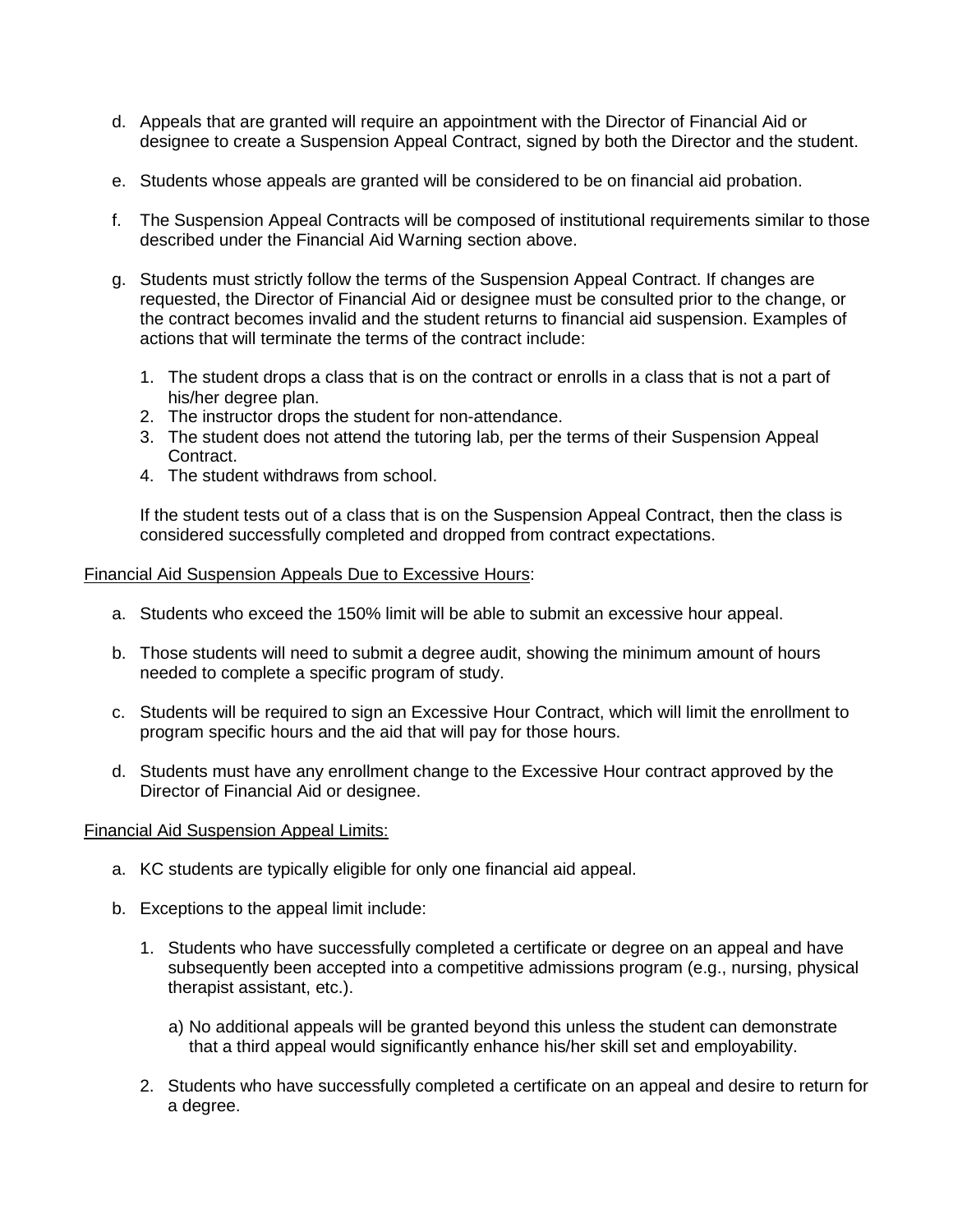d. Appeals that are granted will require an appointment with the Director of Financial Aid or designee to create a Suspension Appeal Contract, signed by both the Director and the student.

e. Students whose appeals are granted will be considered to be on financial aid probation.

f. The Suspension Appeal Contracts will be composed of institutional requirements similar to those described under the Financial Aid Warning section above.

g. Students must strictly follow the terms of the Suspension Appeal Contract. If changes are requested, the Director of Financial Aid or designee must be consulted prior to the change, or the contract becomes invalid and the student returns to financial aid suspension. Examples of actions that will terminate the terms of the contract include:

   1. The student drops a class that is on the contract or enrolls in a class that is not a part of his/her degree plan.
   2. The instructor drops the student for non-attendance.
   3. The student does not attend the tutoring lab, per the terms of their Suspension Appeal Contract.
   4. The student withdraws from school.

   If the student tests out of a class that is on the Suspension Appeal Contract, then the class is considered successfully completed and dropped from contract expectations.

<u>Financial Aid Suspension Appeals Due to Excessive Hours</u>:

a. Students who exceed the 150% limit will be able to submit an excessive hour appeal.

b. Those students will need to submit a degree audit, showing the minimum amount of hours needed to complete a specific program of study.

c. Students will be required to sign an Excessive Hour Contract, which will limit the enrollment to program specific hours and the aid that will pay for those hours.

d. Students must have any enrollment change to the Excessive Hour contract approved by the Director of Financial Aid or designee.

<u>Financial Aid Suspension Appeal Limits:</u>

a. KC students are typically eligible for only one financial aid appeal.

b. Exceptions to the appeal limit include:

   1. Students who have successfully completed a certificate or degree on an appeal and have subsequently been accepted into a competitive admissions program (e.g., nursing, physical therapist assistant, etc.).

      a) No additional appeals will be granted beyond this unless the student can demonstrate that a third appeal would significantly enhance his/her skill set and employability.

   2. Students who have successfully completed a certificate on an appeal and desire to return for a degree.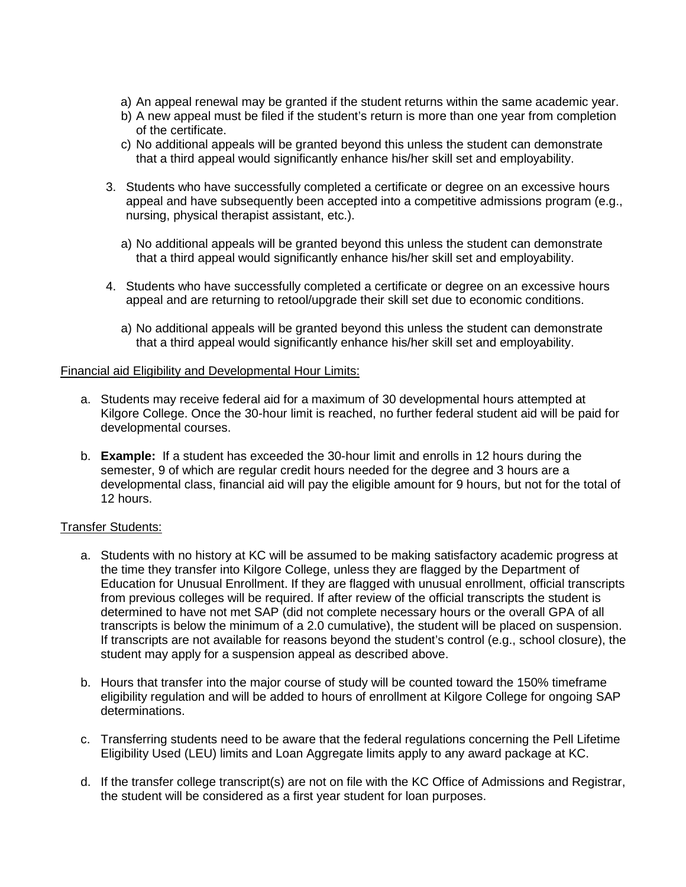a) An appeal renewal may be granted if the student returns within the same academic year.
   b) A new appeal must be filed if the student's return is more than one year from completion of the certificate.
   c) No additional appeals will be granted beyond this unless the student can demonstrate that a third appeal would significantly enhance his/her skill set and employability.

3. Students who have successfully completed a certificate or degree on an excessive hours appeal and have subsequently been accepted into a competitive admissions program (e.g., nursing, physical therapist assistant, etc.).

   a) No additional appeals will be granted beyond this unless the student can demonstrate that a third appeal would significantly enhance his/her skill set and employability.

4. Students who have successfully completed a certificate or degree on an excessive hours appeal and are returning to retool/upgrade their skill set due to economic conditions.

   a) No additional appeals will be granted beyond this unless the student can demonstrate that a third appeal would significantly enhance his/her skill set and employability.

<u>Financial aid Eligibility and Developmental Hour Limits:</u>

a. Students may receive federal aid for a maximum of 30 developmental hours attempted at Kilgore College. Once the 30-hour limit is reached, no further federal student aid will be paid for developmental courses.

b. **Example:** If a student has exceeded the 30-hour limit and enrolls in 12 hours during the semester, 9 of which are regular credit hours needed for the degree and 3 hours are a developmental class, financial aid will pay the eligible amount for 9 hours, but not for the total of 12 hours.

<u>Transfer Students:</u>

a. Students with no history at KC will be assumed to be making satisfactory academic progress at the time they transfer into Kilgore College, unless they are flagged by the Department of Education for Unusual Enrollment. If they are flagged with unusual enrollment, official transcripts from previous colleges will be required. If after review of the official transcripts the student is determined to have not met SAP (did not complete necessary hours or the overall GPA of all transcripts is below the minimum of a 2.0 cumulative), the student will be placed on suspension. If transcripts are not available for reasons beyond the student's control (e.g., school closure), the student may apply for a suspension appeal as described above.

b. Hours that transfer into the major course of study will be counted toward the 150% timeframe eligibility regulation and will be added to hours of enrollment at Kilgore College for ongoing SAP determinations.

c. Transferring students need to be aware that the federal regulations concerning the Pell Lifetime Eligibility Used (LEU) limits and Loan Aggregate limits apply to any award package at KC.

d. If the transfer college transcript(s) are not on file with the KC Office of Admissions and Registrar, the student will be considered as a first year student for loan purposes.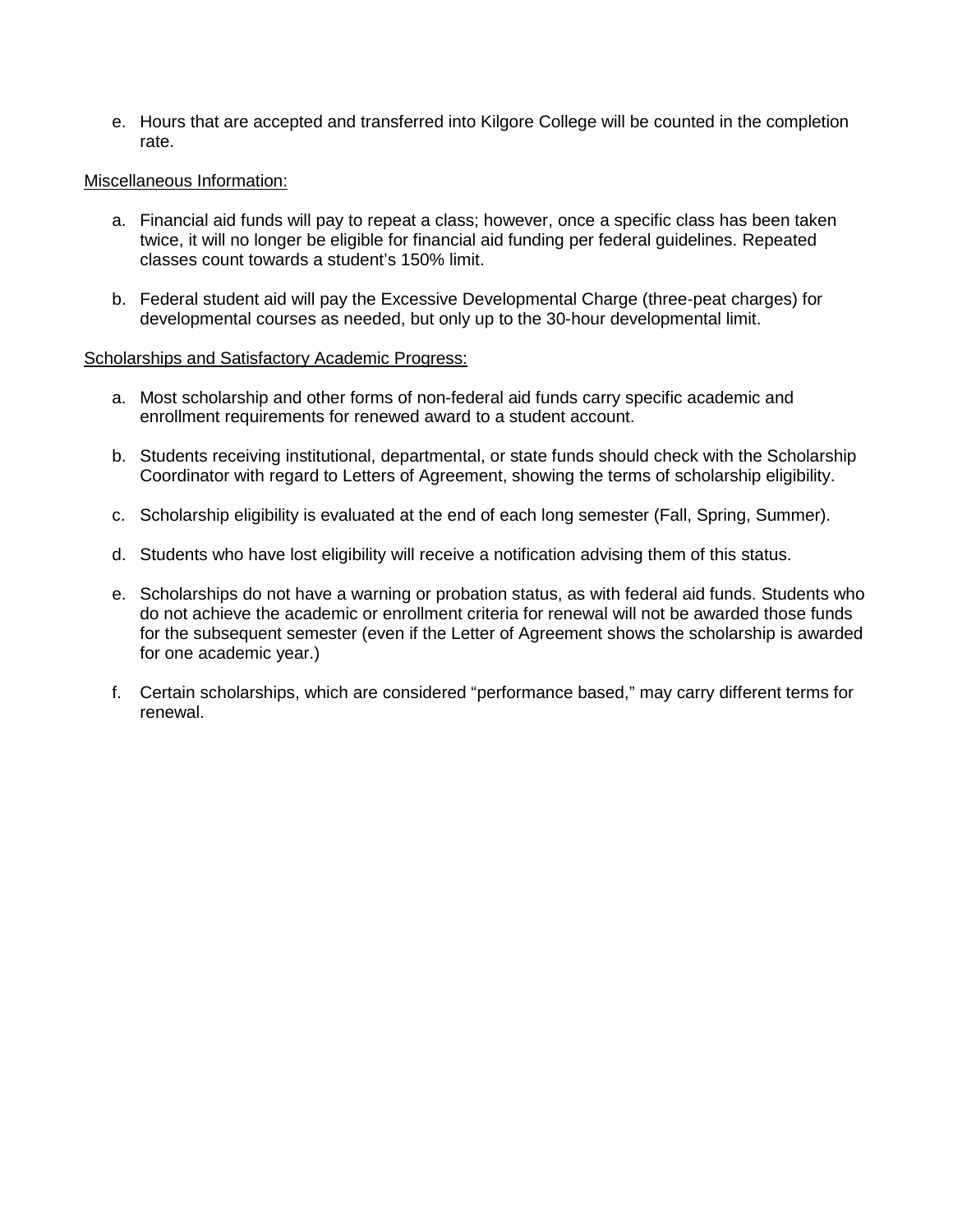e. Hours that are accepted and transferred into Kilgore College will be counted in the completion rate.

<u>Miscellaneous Information:</u>

a. Financial aid funds will pay to repeat a class; however, once a specific class has been taken twice, it will no longer be eligible for financial aid funding per federal guidelines. Repeated classes count towards a student's 150% limit.

b. Federal student aid will pay the Excessive Developmental Charge (three-peat charges) for developmental courses as needed, but only up to the 30-hour developmental limit.

<u>Scholarships and Satisfactory Academic Progress:</u>

a. Most scholarship and other forms of non-federal aid funds carry specific academic and enrollment requirements for renewed award to a student account.

b. Students receiving institutional, departmental, or state funds should check with the Scholarship Coordinator with regard to Letters of Agreement, showing the terms of scholarship eligibility.

c. Scholarship eligibility is evaluated at the end of each long semester (Fall, Spring, Summer).

d. Students who have lost eligibility will receive a notification advising them of this status.

e. Scholarships do not have a warning or probation status, as with federal aid funds. Students who do not achieve the academic or enrollment criteria for renewal will not be awarded those funds for the subsequent semester (even if the Letter of Agreement shows the scholarship is awarded for one academic year.)

f. Certain scholarships, which are considered "performance based," may carry different terms for renewal.